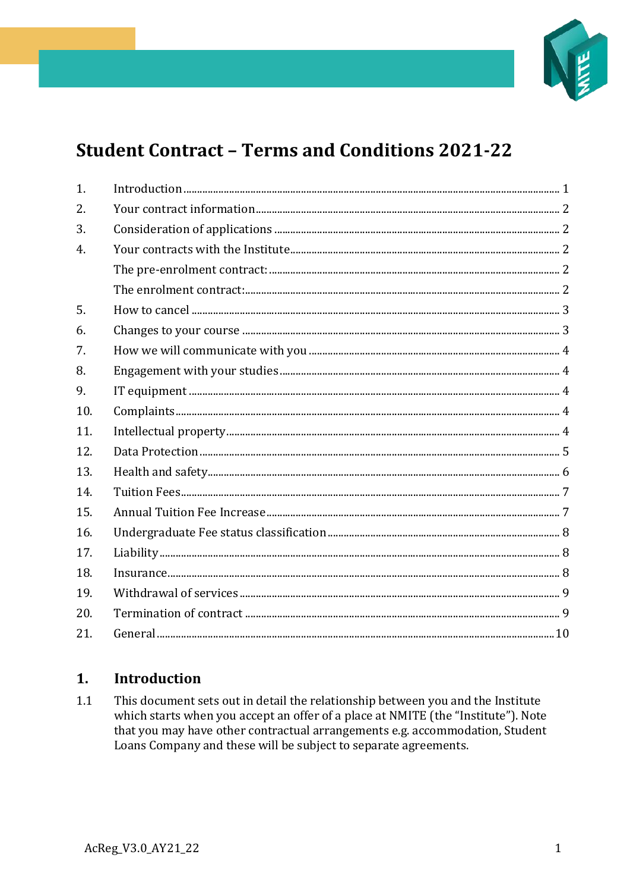# Student Contract – Terms and Conditions 2021-22

| | | |
|---|---|---|
| 1. | Introduction | 1 |
| 2. | Your contract information | 2 |
| 3. | Consideration of applications | 2 |
| 4. | Your contracts with the Institute | 2 |
| | The pre-enrolment contract: | 2 |
| | The enrolment contract: | 2 |
| 5. | How to cancel | 3 |
| 6. | Changes to your course | 3 |
| 7. | How we will communicate with you | 4 |
| 8. | Engagement with your studies | 4 |
| 9. | IT equipment | 4 |
| 10. | Complaints | 4 |
| 11. | Intellectual property | 4 |
| 12. | Data Protection | 5 |
| 13. | Health and safety | 6 |
| 14. | Tuition Fees | 7 |
| 15. | Annual Tuition Fee Increase | 7 |
| 16. | Undergraduate Fee status classification | 8 |
| 17. | Liability | 8 |
| 18. | Insurance | 8 |
| 19. | Withdrawal of services | 9 |
| 20. | Termination of contract | 9 |
| 21. | General | 10 |

## 1. Introduction

1.1 This document sets out in detail the relationship between you and the Institute which starts when you accept an offer of a place at NMITE (the "Institute"). Note that you may have other contractual arrangements e.g. accommodation, Student Loans Company and these will be subject to separate agreements.

AcReg_V3.0_AY21_22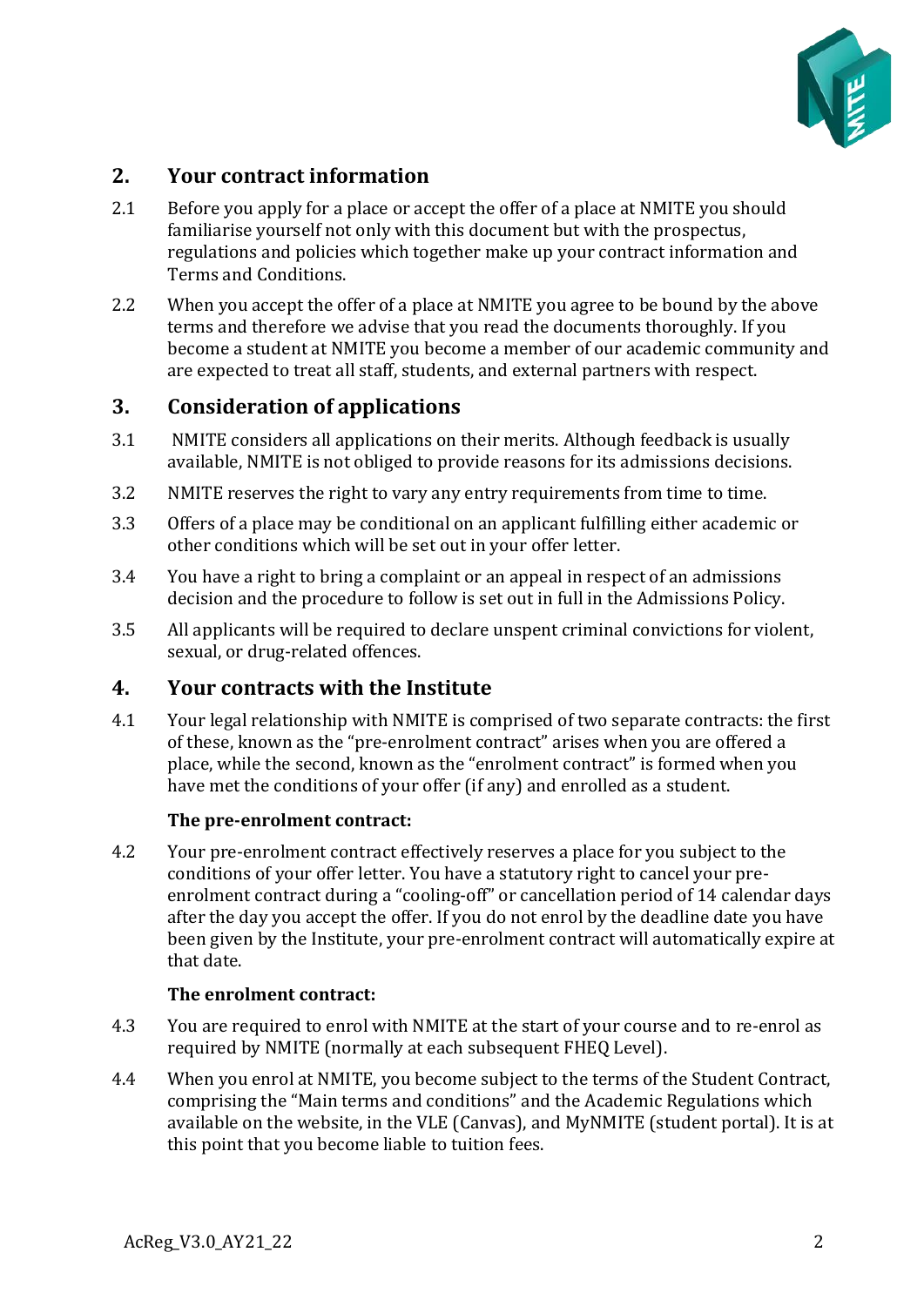## 2. Your contract information

2.1 Before you apply for a place or accept the offer of a place at NMITE you should familiarise yourself not only with this document but with the prospectus, regulations and policies which together make up your contract information and Terms and Conditions.

2.2 When you accept the offer of a place at NMITE you agree to be bound by the above terms and therefore we advise that you read the documents thoroughly. If you become a student at NMITE you become a member of our academic community and are expected to treat all staff, students, and external partners with respect.

## 3. Consideration of applications

3.1 NMITE considers all applications on their merits. Although feedback is usually available, NMITE is not obliged to provide reasons for its admissions decisions.

3.2 NMITE reserves the right to vary any entry requirements from time to time.

3.3 Offers of a place may be conditional on an applicant fulfilling either academic or other conditions which will be set out in your offer letter.

3.4 You have a right to bring a complaint or an appeal in respect of an admissions decision and the procedure to follow is set out in full in the Admissions Policy.

3.5 All applicants will be required to declare unspent criminal convictions for violent, sexual, or drug-related offences.

## 4. Your contracts with the Institute

4.1 Your legal relationship with NMITE is comprised of two separate contracts: the first of these, known as the "pre-enrolment contract" arises when you are offered a place, while the second, known as the "enrolment contract" is formed when you have met the conditions of your offer (if any) and enrolled as a student.

**The pre-enrolment contract:**

4.2 Your pre-enrolment contract effectively reserves a place for you subject to the conditions of your offer letter. You have a statutory right to cancel your pre-enrolment contract during a "cooling-off" or cancellation period of 14 calendar days after the day you accept the offer. If you do not enrol by the deadline date you have been given by the Institute, your pre-enrolment contract will automatically expire at that date.

**The enrolment contract:**

4.3 You are required to enrol with NMITE at the start of your course and to re-enrol as required by NMITE (normally at each subsequent FHEQ Level).

4.4 When you enrol at NMITE, you become subject to the terms of the Student Contract, comprising the "Main terms and conditions" and the Academic Regulations which available on the website, in the VLE (Canvas), and MyNMITE (student portal). It is at this point that you become liable to tuition fees.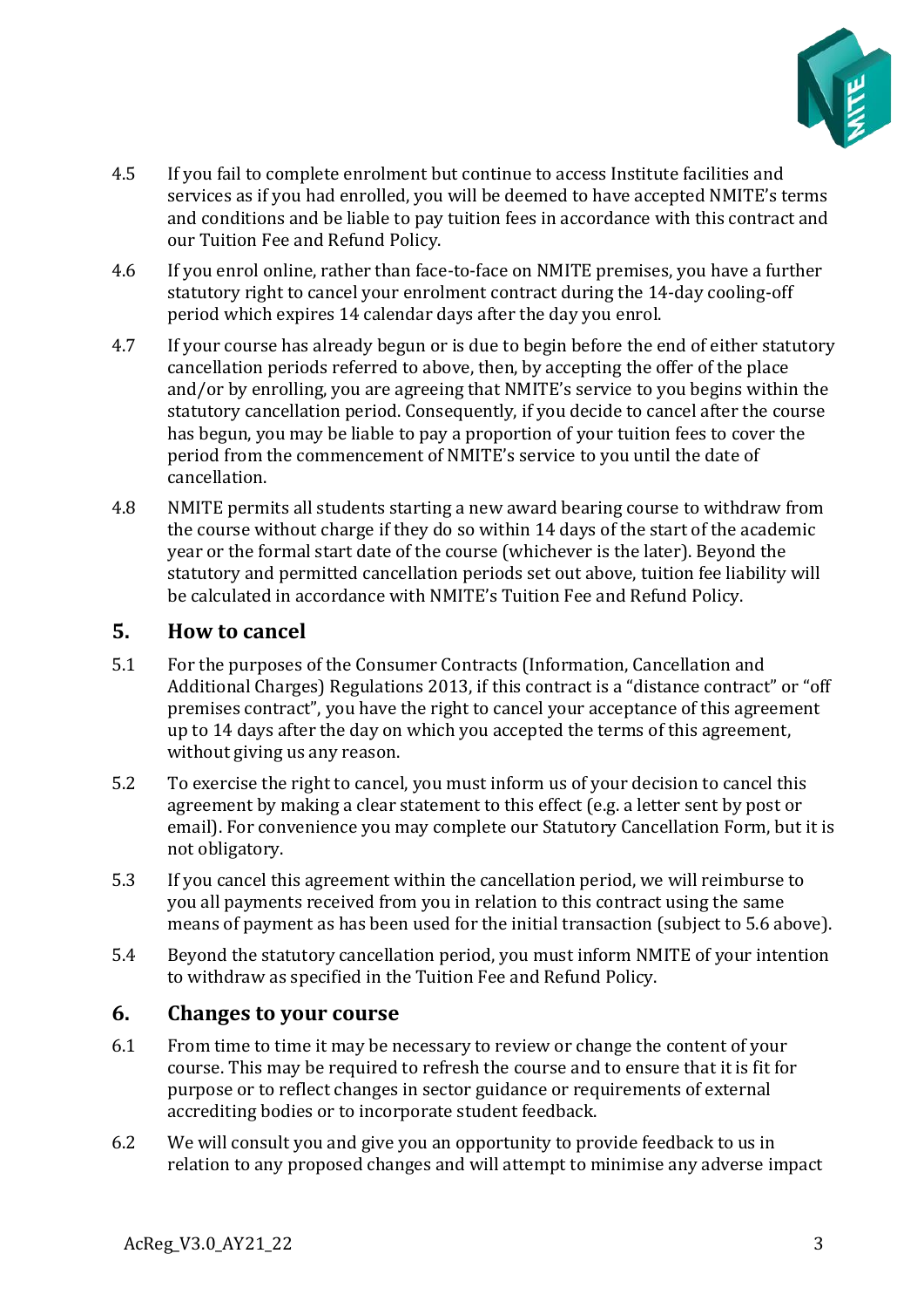4.5 If you fail to complete enrolment but continue to access Institute facilities and services as if you had enrolled, you will be deemed to have accepted NMITE's terms and conditions and be liable to pay tuition fees in accordance with this contract and our Tuition Fee and Refund Policy.

4.6 If you enrol online, rather than face-to-face on NMITE premises, you have a further statutory right to cancel your enrolment contract during the 14-day cooling-off period which expires 14 calendar days after the day you enrol.

4.7 If your course has already begun or is due to begin before the end of either statutory cancellation periods referred to above, then, by accepting the offer of the place and/or by enrolling, you are agreeing that NMITE's service to you begins within the statutory cancellation period. Consequently, if you decide to cancel after the course has begun, you may be liable to pay a proportion of your tuition fees to cover the period from the commencement of NMITE's service to you until the date of cancellation.

4.8 NMITE permits all students starting a new award bearing course to withdraw from the course without charge if they do so within 14 days of the start of the academic year or the formal start date of the course (whichever is the later). Beyond the statutory and permitted cancellation periods set out above, tuition fee liability will be calculated in accordance with NMITE's Tuition Fee and Refund Policy.

## 5. How to cancel

5.1 For the purposes of the Consumer Contracts (Information, Cancellation and Additional Charges) Regulations 2013, if this contract is a "distance contract" or "off premises contract", you have the right to cancel your acceptance of this agreement up to 14 days after the day on which you accepted the terms of this agreement, without giving us any reason.

5.2 To exercise the right to cancel, you must inform us of your decision to cancel this agreement by making a clear statement to this effect (e.g. a letter sent by post or email). For convenience you may complete our Statutory Cancellation Form, but it is not obligatory.

5.3 If you cancel this agreement within the cancellation period, we will reimburse to you all payments received from you in relation to this contract using the same means of payment as has been used for the initial transaction (subject to 5.6 above).

5.4 Beyond the statutory cancellation period, you must inform NMITE of your intention to withdraw as specified in the Tuition Fee and Refund Policy.

## 6. Changes to your course

6.1 From time to time it may be necessary to review or change the content of your course. This may be required to refresh the course and to ensure that it is fit for purpose or to reflect changes in sector guidance or requirements of external accrediting bodies or to incorporate student feedback.

6.2 We will consult you and give you an opportunity to provide feedback to us in relation to any proposed changes and will attempt to minimise any adverse impact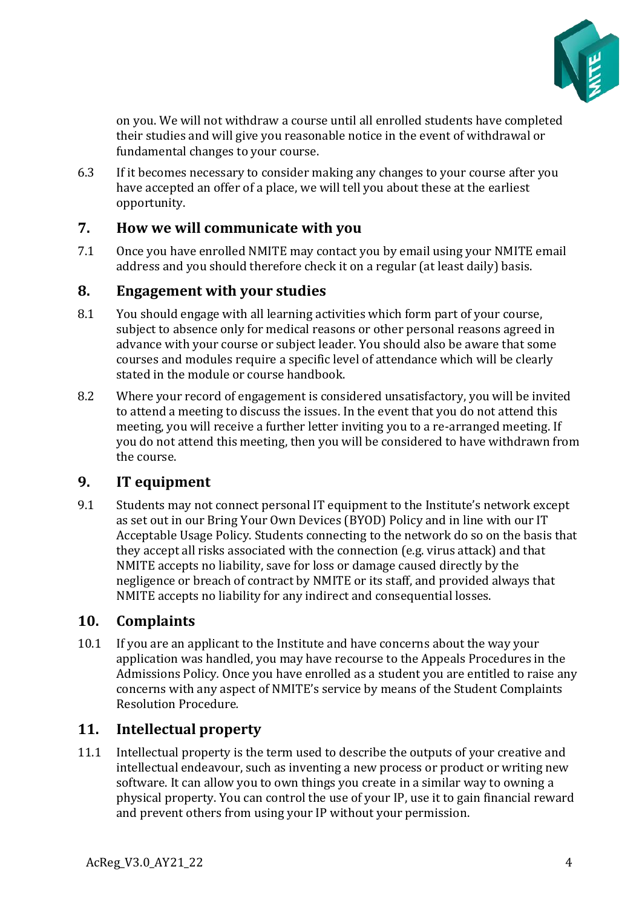on you. We will not withdraw a course until all enrolled students have completed their studies and will give you reasonable notice in the event of withdrawal or fundamental changes to your course.

6.3 If it becomes necessary to consider making any changes to your course after you have accepted an offer of a place, we will tell you about these at the earliest opportunity.

## 7. How we will communicate with you

7.1 Once you have enrolled NMITE may contact you by email using your NMITE email address and you should therefore check it on a regular (at least daily) basis.

## 8. Engagement with your studies

8.1 You should engage with all learning activities which form part of your course, subject to absence only for medical reasons or other personal reasons agreed in advance with your course or subject leader. You should also be aware that some courses and modules require a specific level of attendance which will be clearly stated in the module or course handbook.

8.2 Where your record of engagement is considered unsatisfactory, you will be invited to attend a meeting to discuss the issues. In the event that you do not attend this meeting, you will receive a further letter inviting you to a re-arranged meeting. If you do not attend this meeting, then you will be considered to have withdrawn from the course.

## 9. IT equipment

9.1 Students may not connect personal IT equipment to the Institute's network except as set out in our Bring Your Own Devices (BYOD) Policy and in line with our IT Acceptable Usage Policy. Students connecting to the network do so on the basis that they accept all risks associated with the connection (e.g. virus attack) and that NMITE accepts no liability, save for loss or damage caused directly by the negligence or breach of contract by NMITE or its staff, and provided always that NMITE accepts no liability for any indirect and consequential losses.

## 10. Complaints

10.1 If you are an applicant to the Institute and have concerns about the way your application was handled, you may have recourse to the Appeals Procedures in the Admissions Policy. Once you have enrolled as a student you are entitled to raise any concerns with any aspect of NMITE's service by means of the Student Complaints Resolution Procedure.

## 11. Intellectual property

11.1 Intellectual property is the term used to describe the outputs of your creative and intellectual endeavour, such as inventing a new process or product or writing new software. It can allow you to own things you create in a similar way to owning a physical property. You can control the use of your IP, use it to gain financial reward and prevent others from using your IP without your permission.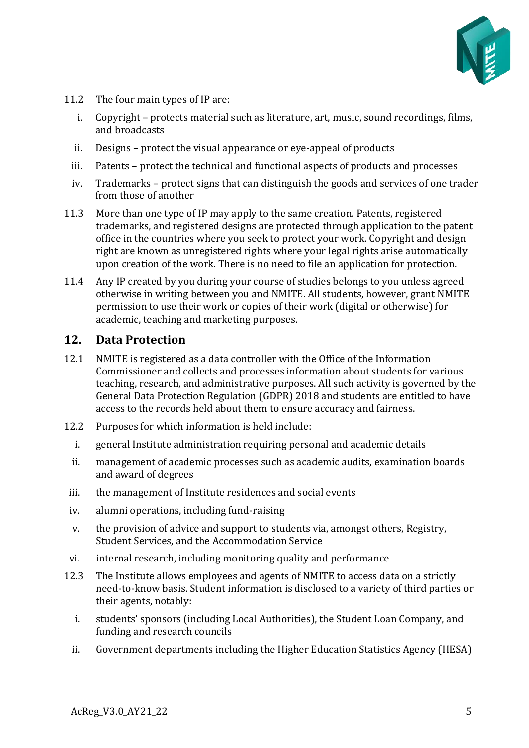11.2 The four main types of IP are:

i. Copyright – protects material such as literature, art, music, sound recordings, films, and broadcasts

ii. Designs – protect the visual appearance or eye-appeal of products

iii. Patents – protect the technical and functional aspects of products and processes

iv. Trademarks – protect signs that can distinguish the goods and services of one trader from those of another

11.3 More than one type of IP may apply to the same creation. Patents, registered trademarks, and registered designs are protected through application to the patent office in the countries where you seek to protect your work. Copyright and design right are known as unregistered rights where your legal rights arise automatically upon creation of the work. There is no need to file an application for protection.

11.4 Any IP created by you during your course of studies belongs to you unless agreed otherwise in writing between you and NMITE. All students, however, grant NMITE permission to use their work or copies of their work (digital or otherwise) for academic, teaching and marketing purposes.

## 12. Data Protection

12.1 NMITE is registered as a data controller with the Office of the Information Commissioner and collects and processes information about students for various teaching, research, and administrative purposes. All such activity is governed by the General Data Protection Regulation (GDPR) 2018 and students are entitled to have access to the records held about them to ensure accuracy and fairness.

12.2 Purposes for which information is held include:

i. general Institute administration requiring personal and academic details

ii. management of academic processes such as academic audits, examination boards and award of degrees

iii. the management of Institute residences and social events

iv. alumni operations, including fund-raising

v. the provision of advice and support to students via, amongst others, Registry, Student Services, and the Accommodation Service

vi. internal research, including monitoring quality and performance

12.3 The Institute allows employees and agents of NMITE to access data on a strictly need-to-know basis. Student information is disclosed to a variety of third parties or their agents, notably:

i. students' sponsors (including Local Authorities), the Student Loan Company, and funding and research councils

ii. Government departments including the Higher Education Statistics Agency (HESA)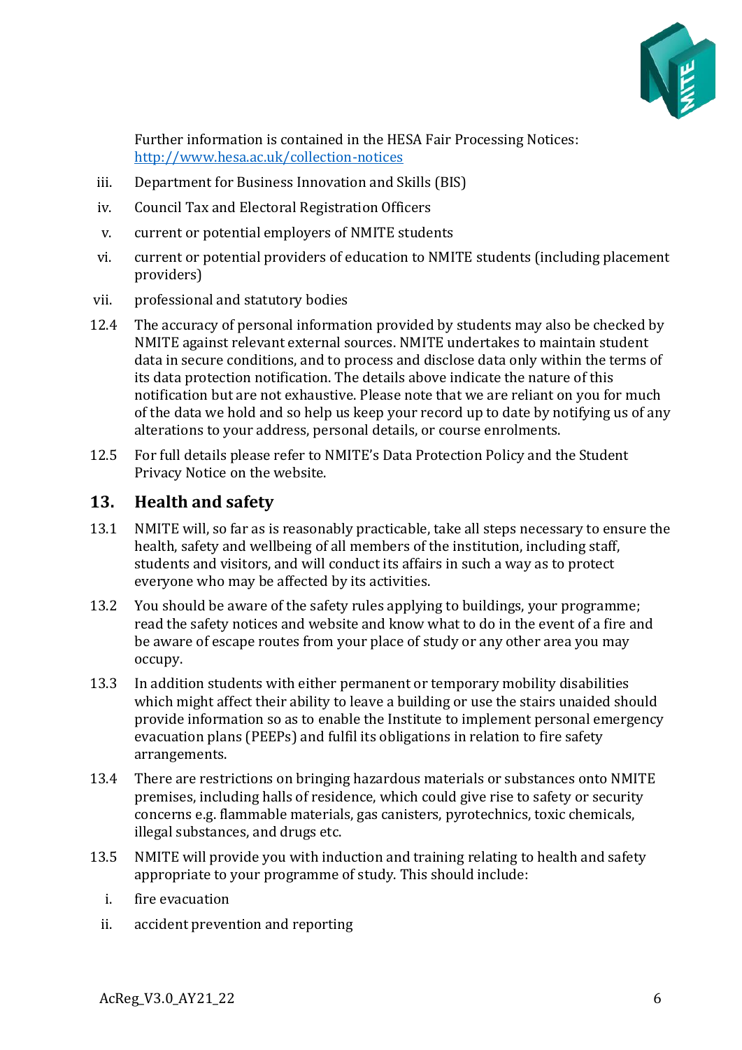Further information is contained in the HESA Fair Processing Notices: [http://www.hesa.ac.uk/collection-notices](http://www.hesa.ac.uk/collection-notices)

iii. Department for Business Innovation and Skills (BIS)

iv. Council Tax and Electoral Registration Officers

v. current or potential employers of NMITE students

vi. current or potential providers of education to NMITE students (including placement providers)

vii. professional and statutory bodies

12.4 The accuracy of personal information provided by students may also be checked by NMITE against relevant external sources. NMITE undertakes to maintain student data in secure conditions, and to process and disclose data only within the terms of its data protection notification. The details above indicate the nature of this notification but are not exhaustive. Please note that we are reliant on you for much of the data we hold and so help us keep your record up to date by notifying us of any alterations to your address, personal details, or course enrolments.

12.5 For full details please refer to NMITE's Data Protection Policy and the Student Privacy Notice on the website.

## 13. Health and safety

13.1 NMITE will, so far as is reasonably practicable, take all steps necessary to ensure the health, safety and wellbeing of all members of the institution, including staff, students and visitors, and will conduct its affairs in such a way as to protect everyone who may be affected by its activities.

13.2 You should be aware of the safety rules applying to buildings, your programme; read the safety notices and website and know what to do in the event of a fire and be aware of escape routes from your place of study or any other area you may occupy.

13.3 In addition students with either permanent or temporary mobility disabilities which might affect their ability to leave a building or use the stairs unaided should provide information so as to enable the Institute to implement personal emergency evacuation plans (PEEPs) and fulfil its obligations in relation to fire safety arrangements.

13.4 There are restrictions on bringing hazardous materials or substances onto NMITE premises, including halls of residence, which could give rise to safety or security concerns e.g. flammable materials, gas canisters, pyrotechnics, toxic chemicals, illegal substances, and drugs etc.

13.5 NMITE will provide you with induction and training relating to health and safety appropriate to your programme of study. This should include:

i. fire evacuation

ii. accident prevention and reporting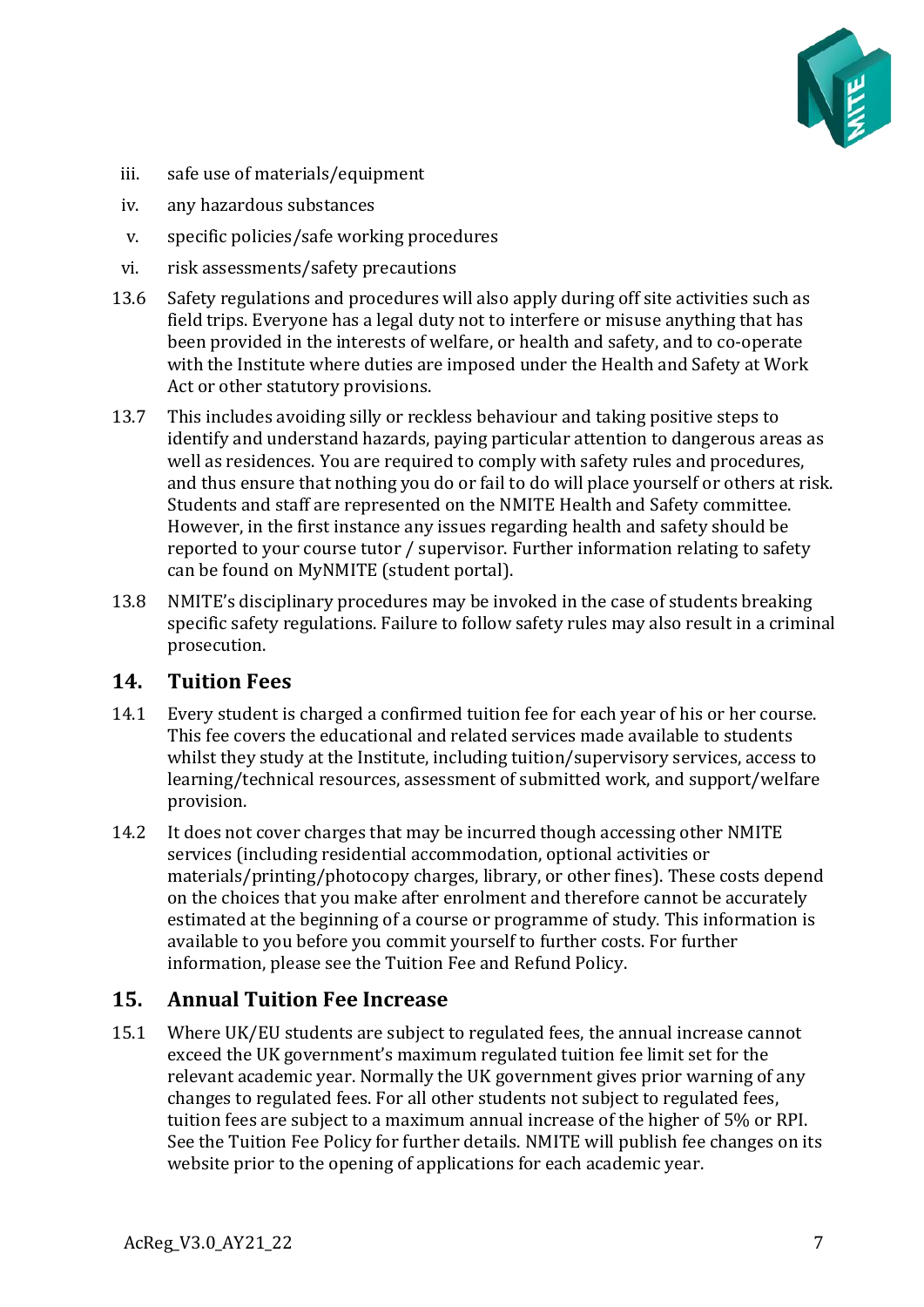iii. safe use of materials/equipment

iv. any hazardous substances

v. specific policies/safe working procedures

vi. risk assessments/safety precautions

13.6 Safety regulations and procedures will also apply during off site activities such as field trips. Everyone has a legal duty not to interfere or misuse anything that has been provided in the interests of welfare, or health and safety, and to co-operate with the Institute where duties are imposed under the Health and Safety at Work Act or other statutory provisions.

13.7 This includes avoiding silly or reckless behaviour and taking positive steps to identify and understand hazards, paying particular attention to dangerous areas as well as residences. You are required to comply with safety rules and procedures, and thus ensure that nothing you do or fail to do will place yourself or others at risk. Students and staff are represented on the NMITE Health and Safety committee. However, in the first instance any issues regarding health and safety should be reported to your course tutor / supervisor. Further information relating to safety can be found on MyNMITE (student portal).

13.8 NMITE's disciplinary procedures may be invoked in the case of students breaking specific safety regulations. Failure to follow safety rules may also result in a criminal prosecution.

## 14. Tuition Fees

14.1 Every student is charged a confirmed tuition fee for each year of his or her course. This fee covers the educational and related services made available to students whilst they study at the Institute, including tuition/supervisory services, access to learning/technical resources, assessment of submitted work, and support/welfare provision.

14.2 It does not cover charges that may be incurred though accessing other NMITE services (including residential accommodation, optional activities or materials/printing/photocopy charges, library, or other fines). These costs depend on the choices that you make after enrolment and therefore cannot be accurately estimated at the beginning of a course or programme of study. This information is available to you before you commit yourself to further costs. For further information, please see the Tuition Fee and Refund Policy.

## 15. Annual Tuition Fee Increase

15.1 Where UK/EU students are subject to regulated fees, the annual increase cannot exceed the UK government's maximum regulated tuition fee limit set for the relevant academic year. Normally the UK government gives prior warning of any changes to regulated fees. For all other students not subject to regulated fees, tuition fees are subject to a maximum annual increase of the higher of 5% or RPI. See the Tuition Fee Policy for further details. NMITE will publish fee changes on its website prior to the opening of applications for each academic year.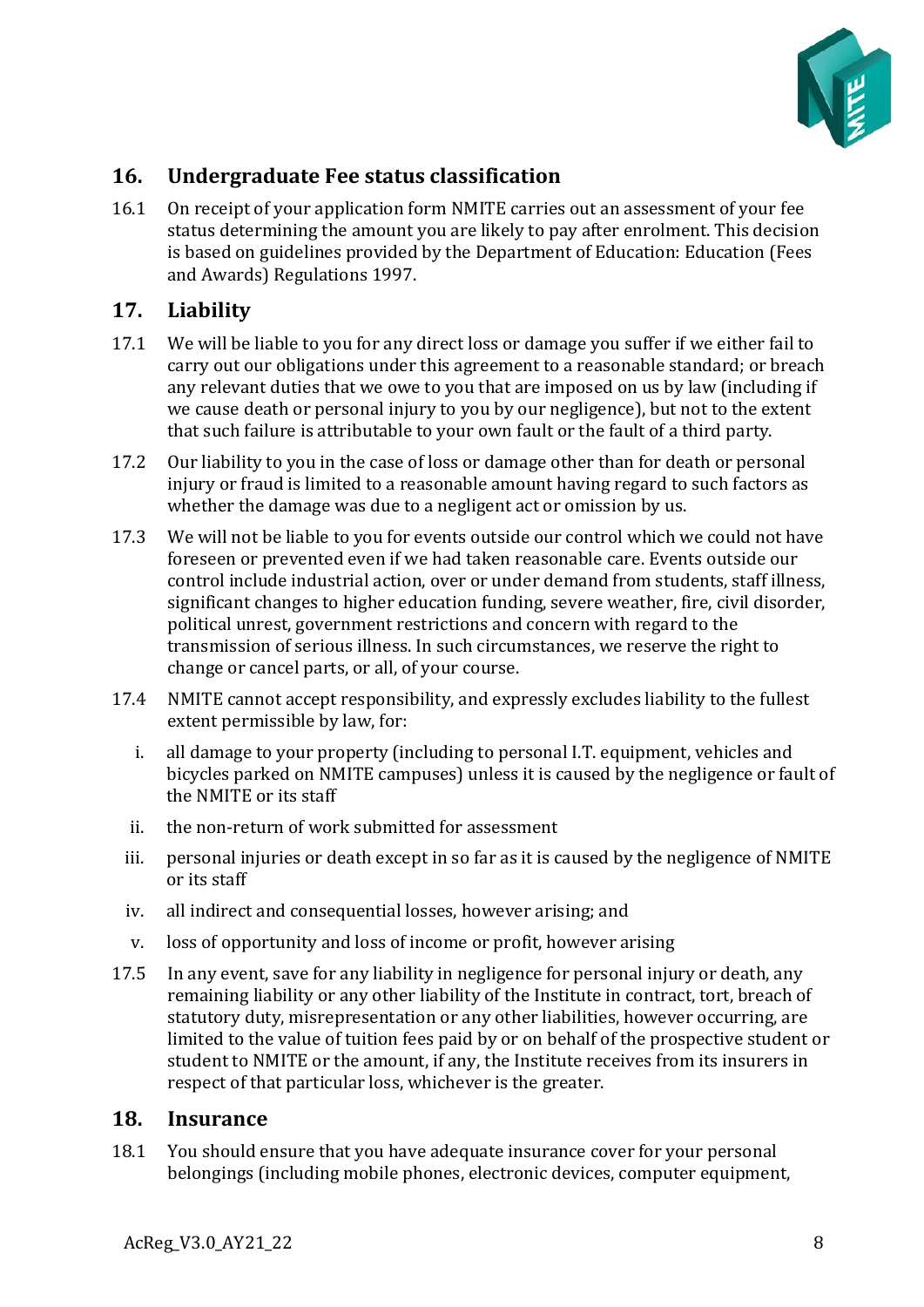## 16. Undergraduate Fee status classification

16.1 On receipt of your application form NMITE carries out an assessment of your fee status determining the amount you are likely to pay after enrolment. This decision is based on guidelines provided by the Department of Education: Education (Fees and Awards) Regulations 1997.

## 17. Liability

17.1 We will be liable to you for any direct loss or damage you suffer if we either fail to carry out our obligations under this agreement to a reasonable standard; or breach any relevant duties that we owe to you that are imposed on us by law (including if we cause death or personal injury to you by our negligence), but not to the extent that such failure is attributable to your own fault or the fault of a third party.

17.2 Our liability to you in the case of loss or damage other than for death or personal injury or fraud is limited to a reasonable amount having regard to such factors as whether the damage was due to a negligent act or omission by us.

17.3 We will not be liable to you for events outside our control which we could not have foreseen or prevented even if we had taken reasonable care. Events outside our control include industrial action, over or under demand from students, staff illness, significant changes to higher education funding, severe weather, fire, civil disorder, political unrest, government restrictions and concern with regard to the transmission of serious illness. In such circumstances, we reserve the right to change or cancel parts, or all, of your course.

17.4 NMITE cannot accept responsibility, and expressly excludes liability to the fullest extent permissible by law, for:

i. all damage to your property (including to personal I.T. equipment, vehicles and bicycles parked on NMITE campuses) unless it is caused by the negligence or fault of the NMITE or its staff

ii. the non-return of work submitted for assessment

iii. personal injuries or death except in so far as it is caused by the negligence of NMITE or its staff

iv. all indirect and consequential losses, however arising; and

v. loss of opportunity and loss of income or profit, however arising

17.5 In any event, save for any liability in negligence for personal injury or death, any remaining liability or any other liability of the Institute in contract, tort, breach of statutory duty, misrepresentation or any other liabilities, however occurring, are limited to the value of tuition fees paid by or on behalf of the prospective student or student to NMITE or the amount, if any, the Institute receives from its insurers in respect of that particular loss, whichever is the greater.

## 18. Insurance

18.1 You should ensure that you have adequate insurance cover for your personal belongings (including mobile phones, electronic devices, computer equipment,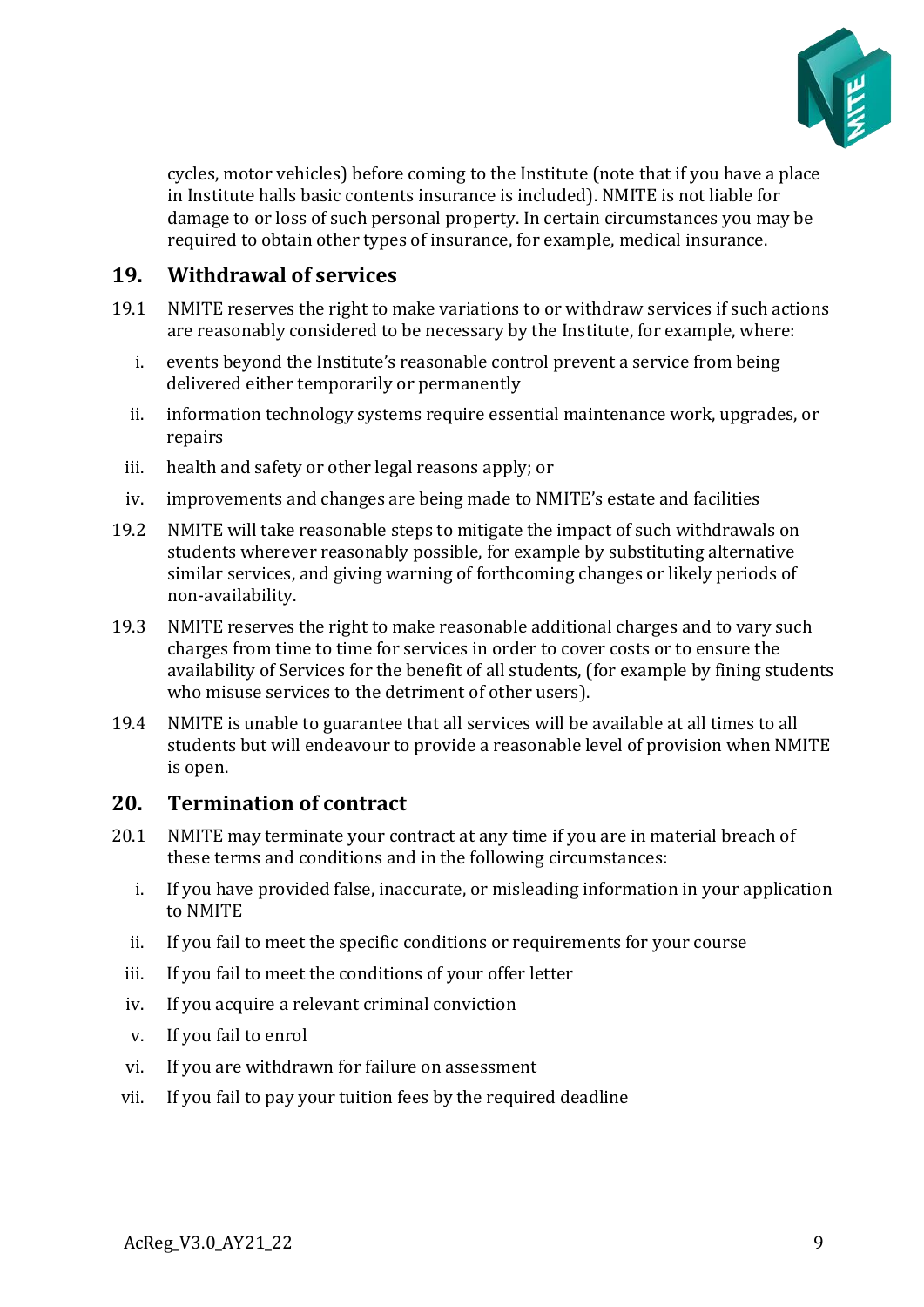cycles, motor vehicles) before coming to the Institute (note that if you have a place in Institute halls basic contents insurance is included). NMITE is not liable for damage to or loss of such personal property. In certain circumstances you may be required to obtain other types of insurance, for example, medical insurance.

## 19. Withdrawal of services

19.1 NMITE reserves the right to make variations to or withdraw services if such actions are reasonably considered to be necessary by the Institute, for example, where:

i. events beyond the Institute's reasonable control prevent a service from being delivered either temporarily or permanently

ii. information technology systems require essential maintenance work, upgrades, or repairs

iii. health and safety or other legal reasons apply; or

iv. improvements and changes are being made to NMITE's estate and facilities

19.2 NMITE will take reasonable steps to mitigate the impact of such withdrawals on students wherever reasonably possible, for example by substituting alternative similar services, and giving warning of forthcoming changes or likely periods of non-availability.

19.3 NMITE reserves the right to make reasonable additional charges and to vary such charges from time to time for services in order to cover costs or to ensure the availability of Services for the benefit of all students, (for example by fining students who misuse services to the detriment of other users).

19.4 NMITE is unable to guarantee that all services will be available at all times to all students but will endeavour to provide a reasonable level of provision when NMITE is open.

## 20. Termination of contract

20.1 NMITE may terminate your contract at any time if you are in material breach of these terms and conditions and in the following circumstances:

i. If you have provided false, inaccurate, or misleading information in your application to NMITE

ii. If you fail to meet the specific conditions or requirements for your course

iii. If you fail to meet the conditions of your offer letter

iv. If you acquire a relevant criminal conviction

v. If you fail to enrol

vi. If you are withdrawn for failure on assessment

vii. If you fail to pay your tuition fees by the required deadline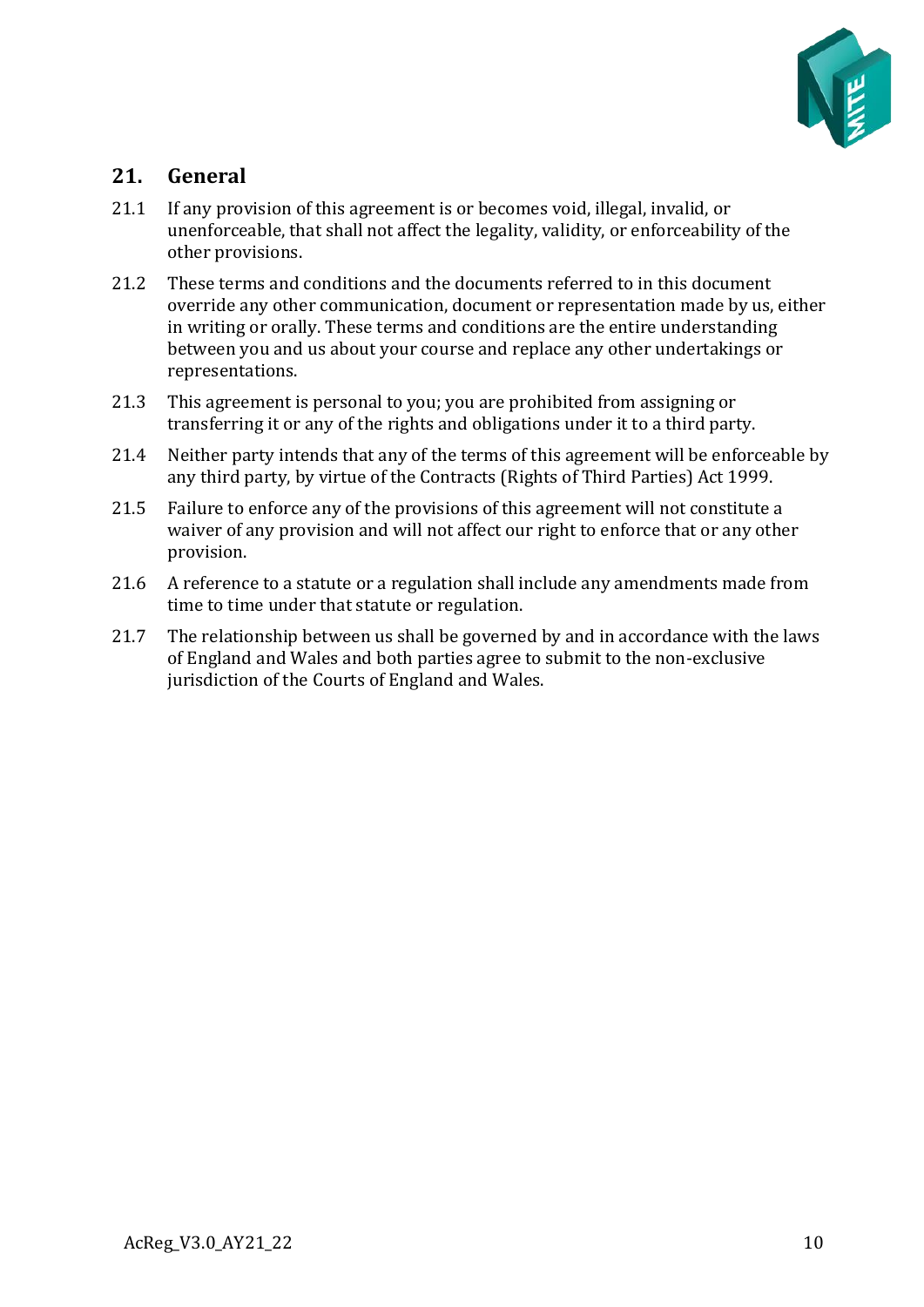## 21. General

21.1 If any provision of this agreement is or becomes void, illegal, invalid, or unenforceable, that shall not affect the legality, validity, or enforceability of the other provisions.

21.2 These terms and conditions and the documents referred to in this document override any other communication, document or representation made by us, either in writing or orally. These terms and conditions are the entire understanding between you and us about your course and replace any other undertakings or representations.

21.3 This agreement is personal to you; you are prohibited from assigning or transferring it or any of the rights and obligations under it to a third party.

21.4 Neither party intends that any of the terms of this agreement will be enforceable by any third party, by virtue of the Contracts (Rights of Third Parties) Act 1999.

21.5 Failure to enforce any of the provisions of this agreement will not constitute a waiver of any provision and will not affect our right to enforce that or any other provision.

21.6 A reference to a statute or a regulation shall include any amendments made from time to time under that statute or regulation.

21.7 The relationship between us shall be governed by and in accordance with the laws of England and Wales and both parties agree to submit to the non-exclusive jurisdiction of the Courts of England and Wales.